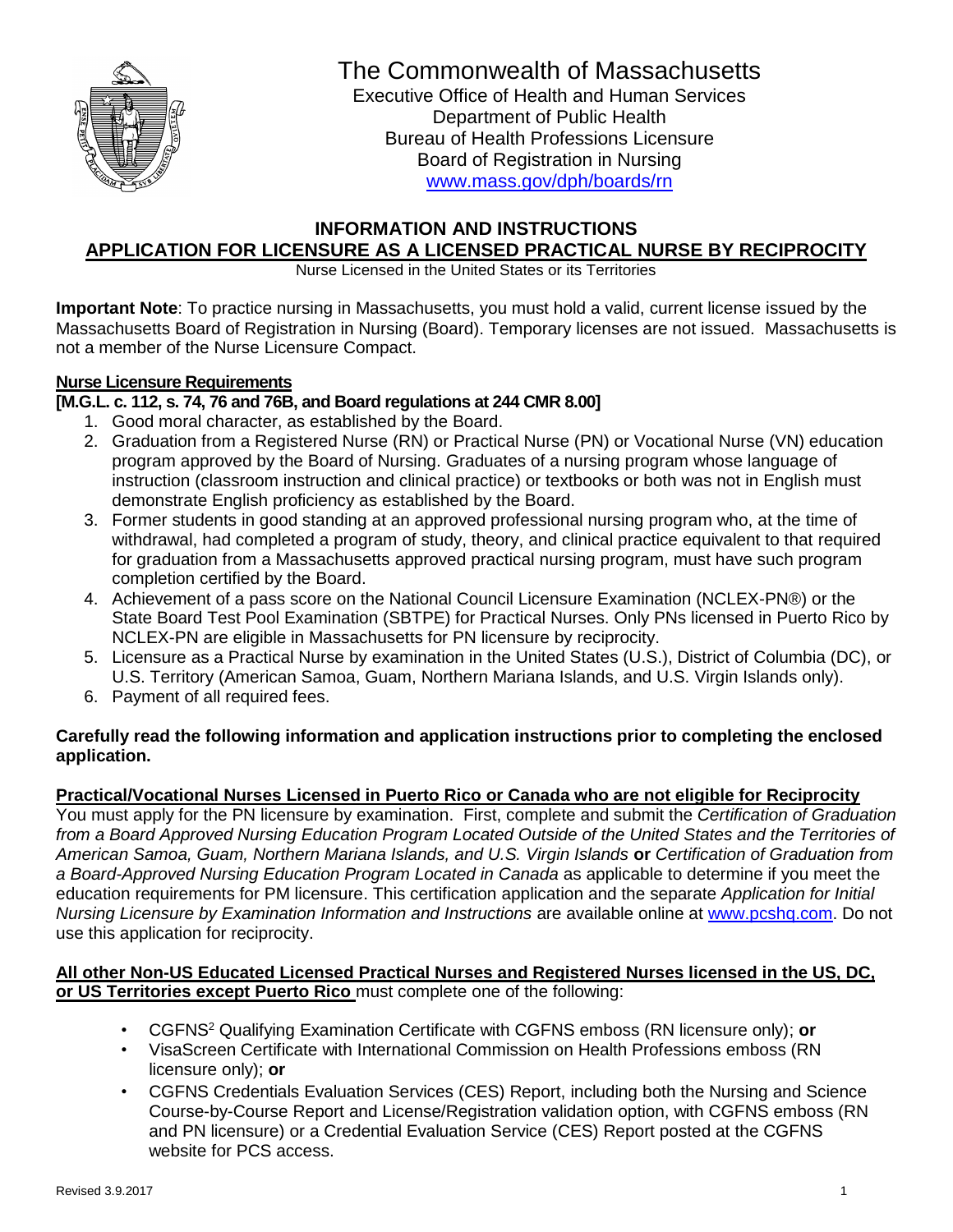# The Commonwealth of Massachusetts

Executive Office of Health and Human Services
Department of Public Health
Bureau of Health Professions Licensure
Board of Registration in Nursing
www.mass.gov/dph/boards/rn

## INFORMATION AND INSTRUCTIONS
## APPLICATION FOR LICENSURE AS A LICENSED PRACTICAL NURSE BY RECIPROCITY

Nurse Licensed in the United States or its Territories

**Important Note**: To practice nursing in Massachusetts, you must hold a valid, current license issued by the Massachusetts Board of Registration in Nursing (Board). Temporary licenses are not issued. Massachusetts is not a member of the Nurse Licensure Compact.

**Nurse Licensure Requirements**
**[M.G.L. c. 112, s. 74, 76 and 76B, and Board regulations at 244 CMR 8.00]**

1. Good moral character, as established by the Board.
2. Graduation from a Registered Nurse (RN) or Practical Nurse (PN) or Vocational Nurse (VN) education program approved by the Board of Nursing. Graduates of a nursing program whose language of instruction (classroom instruction and clinical practice) or textbooks or both was not in English must demonstrate English proficiency as established by the Board.
3. Former students in good standing at an approved professional nursing program who, at the time of withdrawal, had completed a program of study, theory, and clinical practice equivalent to that required for graduation from a Massachusetts approved practical nursing program, must have such program completion certified by the Board.
4. Achievement of a pass score on the National Council Licensure Examination (NCLEX-PN®) or the State Board Test Pool Examination (SBTPE) for Practical Nurses. Only PNs licensed in Puerto Rico by NCLEX-PN are eligible in Massachusetts for PN licensure by reciprocity.
5. Licensure as a Practical Nurse by examination in the United States (U.S.), District of Columbia (DC), or U.S. Territory (American Samoa, Guam, Northern Mariana Islands, and U.S. Virgin Islands only).
6. Payment of all required fees.

**Carefully read the following information and application instructions prior to completing the enclosed application.**

**Practical/Vocational Nurses Licensed in Puerto Rico or Canada who are not eligible for Reciprocity**

You must apply for the PN licensure by examination. First, complete and submit the *Certification of Graduation from a Board Approved Nursing Education Program Located Outside of the United States and the Territories of American Samoa, Guam, Northern Mariana Islands, and U.S. Virgin Islands* **or** *Certification of Graduation from a Board-Approved Nursing Education Program Located in Canada* as applicable to determine if you meet the education requirements for PM licensure. This certification application and the separate *Application for Initial Nursing Licensure by Examination Information and Instructions* are available online at www.pcshq.com. Do not use this application for reciprocity.

**All other Non-US Educated Licensed Practical Nurses and Registered Nurses licensed in the US, DC, or US Territories except Puerto Rico** must complete one of the following:

- CGFNS[2] Qualifying Examination Certificate with CGFNS emboss (RN licensure only); **or**
- VisaScreen Certificate with International Commission on Health Professions emboss (RN licensure only); **or**
- CGFNS Credentials Evaluation Services (CES) Report, including both the Nursing and Science Course-by-Course Report and License/Registration validation option, with CGFNS emboss (RN and PN licensure) or a Credential Evaluation Service (CES) Report posted at the CGFNS website for PCS access.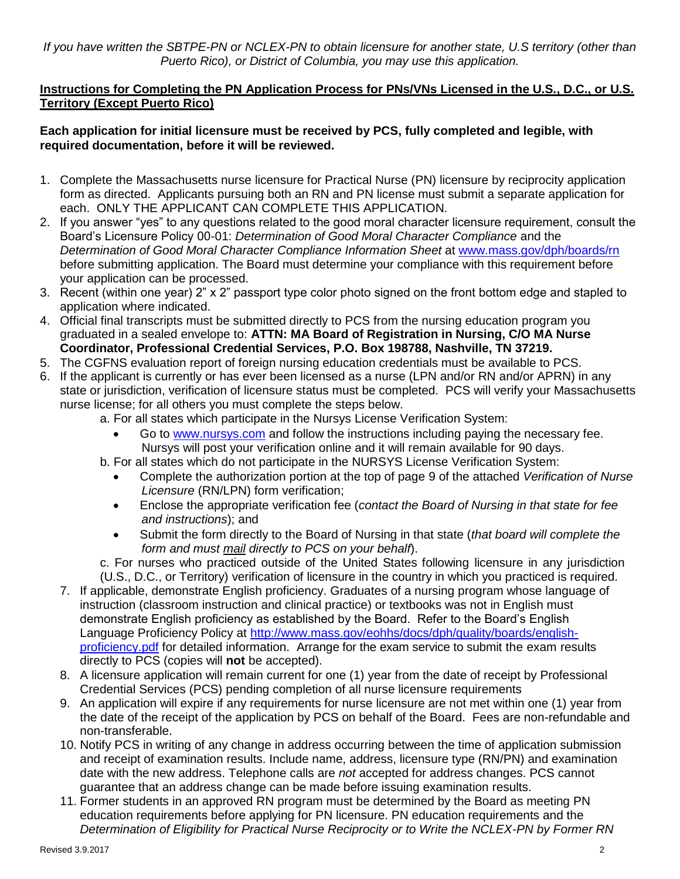*If you have written the SBTPE-PN or NCLEX-PN to obtain licensure for another state, U.S territory (other than Puerto Rico), or District of Columbia, you may use this application.*

**Instructions for Completing the PN Application Process for PNs/VNs Licensed in the U.S., D.C., or U.S. Territory (Except Puerto Rico)**

**Each application for initial licensure must be received by PCS, fully completed and legible, with required documentation, before it will be reviewed.**

1. Complete the Massachusetts nurse licensure for Practical Nurse (PN) licensure by reciprocity application form as directed. Applicants pursuing both an RN and PN license must submit a separate application for each. ONLY THE APPLICANT CAN COMPLETE THIS APPLICATION.
2. If you answer "yes" to any questions related to the good moral character licensure requirement, consult the Board's Licensure Policy 00-01: *Determination of Good Moral Character Compliance* and the *Determination of Good Moral Character Compliance Information Sheet* at www.mass.gov/dph/boards/rn before submitting application. The Board must determine your compliance with this requirement before your application can be processed.
3. Recent (within one year) 2" x 2" passport type color photo signed on the front bottom edge and stapled to application where indicated.
4. Official final transcripts must be submitted directly to PCS from the nursing education program you graduated in a sealed envelope to: **ATTN: MA Board of Registration in Nursing, C/O MA Nurse Coordinator, Professional Credential Services, P.O. Box 198788, Nashville, TN 37219.**
5. The CGFNS evaluation report of foreign nursing education credentials must be available to PCS.
6. If the applicant is currently or has ever been licensed as a nurse (LPN and/or RN and/or APRN) in any state or jurisdiction, verification of licensure status must be completed. PCS will verify your Massachusetts nurse license; for all others you must complete the steps below.
   a. For all states which participate in the Nursys License Verification System:
      - Go to www.nursys.com and follow the instructions including paying the necessary fee. Nursys will post your verification online and it will remain available for 90 days.

   b. For all states which do not participate in the NURSYS License Verification System:
      - Complete the authorization portion at the top of page 9 of the attached *Verification of Nurse Licensure* (RN/LPN) form verification;
      - Enclose the appropriate verification fee (*contact the Board of Nursing in that state for fee and instructions*); and
      - Submit the form directly to the Board of Nursing in that state (*that board will complete the form and must mail directly to PCS on your behalf*).

   c. For nurses who practiced outside of the United States following licensure in any jurisdiction (U.S., D.C., or Territory) verification of licensure in the country in which you practiced is required.
7. If applicable, demonstrate English proficiency. Graduates of a nursing program whose language of instruction (classroom instruction and clinical practice) or textbooks was not in English must demonstrate English proficiency as established by the Board. Refer to the Board's English Language Proficiency Policy at http://www.mass.gov/eohhs/docs/dph/quality/boards/english-proficiency.pdf for detailed information. Arrange for the exam service to submit the exam results directly to PCS (copies will **not** be accepted).
8. A licensure application will remain current for one (1) year from the date of receipt by Professional Credential Services (PCS) pending completion of all nurse licensure requirements
9. An application will expire if any requirements for nurse licensure are not met within one (1) year from the date of the receipt of the application by PCS on behalf of the Board. Fees are non-refundable and non-transferable.
10. Notify PCS in writing of any change in address occurring between the time of application submission and receipt of examination results. Include name, address, licensure type (RN/PN) and examination date with the new address. Telephone calls are *not* accepted for address changes. PCS cannot guarantee that an address change can be made before issuing examination results.
11. Former students in an approved RN program must be determined by the Board as meeting PN education requirements before applying for PN licensure. PN education requirements and the *Determination of Eligibility for Practical Nurse Reciprocity or to Write the NCLEX-PN by Former RN*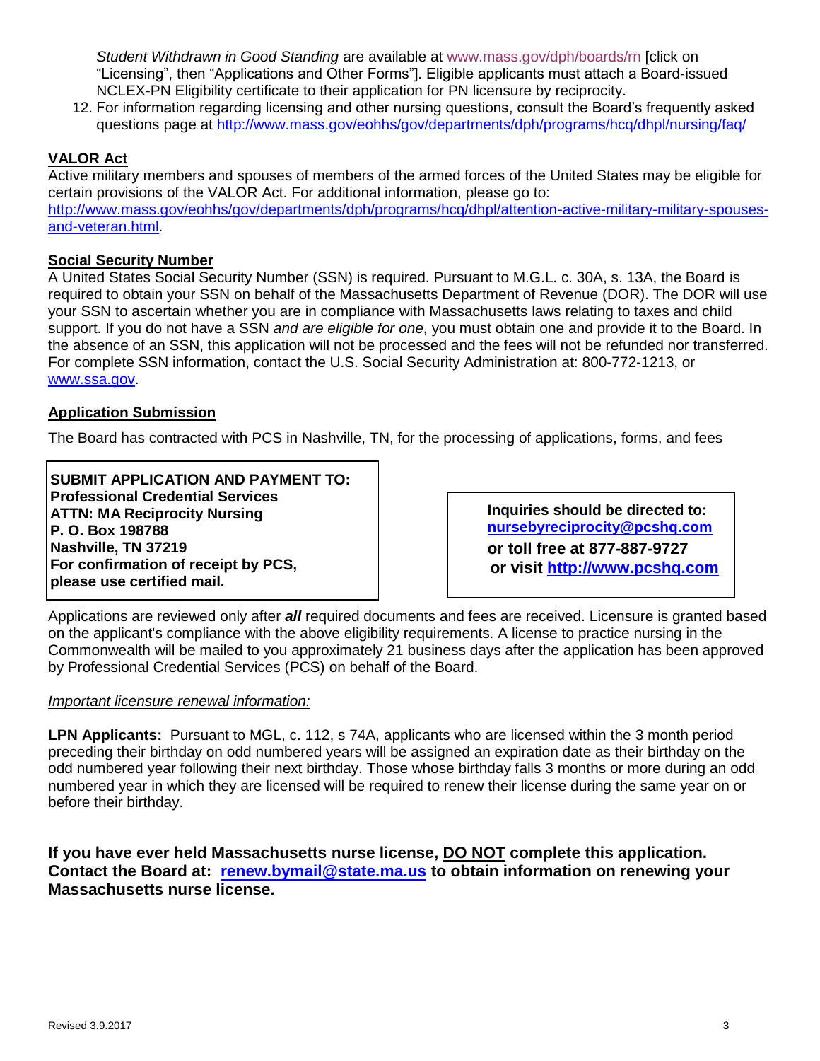*Student Withdrawn in Good Standing* are available at www.mass.gov/dph/boards/rn [click on "Licensing", then "Applications and Other Forms"]. Eligible applicants must attach a Board-issued NCLEX-PN Eligibility certificate to their application for PN licensure by reciprocity.

12. For information regarding licensing and other nursing questions, consult the Board's frequently asked questions page at http://www.mass.gov/eohhs/gov/departments/dph/programs/hcq/dhpl/nursing/faq/

## VALOR Act

Active military members and spouses of members of the armed forces of the United States may be eligible for certain provisions of the VALOR Act. For additional information, please go to: http://www.mass.gov/eohhs/gov/departments/dph/programs/hcq/dhpl/attention-active-military-military-spouses-and-veteran.html.

## Social Security Number

A United States Social Security Number (SSN) is required. Pursuant to M.G.L. c. 30A, s. 13A, the Board is required to obtain your SSN on behalf of the Massachusetts Department of Revenue (DOR). The DOR will use your SSN to ascertain whether you are in compliance with Massachusetts laws relating to taxes and child support. If you do not have a SSN *and are eligible for one*, you must obtain one and provide it to the Board. In the absence of an SSN, this application will not be processed and the fees will not be refunded nor transferred. For complete SSN information, contact the U.S. Social Security Administration at: 800-772-1213, or www.ssa.gov.

## Application Submission

The Board has contracted with PCS in Nashville, TN, for the processing of applications, forms, and fees

**SUBMIT APPLICATION AND PAYMENT TO:**
**Professional Credential Services**
**ATTN: MA Reciprocity Nursing**
**P. O. Box 198788**
**Nashville, TN 37219**
**For confirmation of receipt by PCS, please use certified mail.**

**Inquiries should be directed to:**
**nursebyreciprocity@pcshq.com**
**or toll free at 877-887-9727**
**or visit http://www.pcshq.com**

Applications are reviewed only after ***all*** required documents and fees are received. Licensure is granted based on the applicant's compliance with the above eligibility requirements. A license to practice nursing in the Commonwealth will be mailed to you approximately 21 business days after the application has been approved by Professional Credential Services (PCS) on behalf of the Board.

*Important licensure renewal information:*

**LPN Applicants:** Pursuant to MGL, c. 112, s 74A, applicants who are licensed within the 3 month period preceding their birthday on odd numbered years will be assigned an expiration date as their birthday on the odd numbered year following their next birthday. Those whose birthday falls 3 months or more during an odd numbered year in which they are licensed will be required to renew their license during the same year on or before their birthday.

**If you have ever held Massachusetts nurse license, DO NOT complete this application. Contact the Board at: renew.bymail@state.ma.us to obtain information on renewing your Massachusetts nurse license.**

Revised 3.9.2017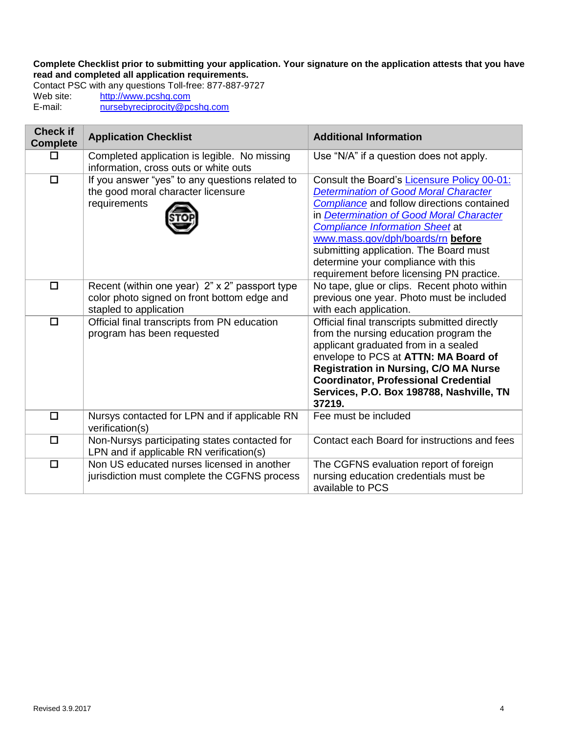**Complete Checklist prior to submitting your application. Your signature on the application attests that you have read and completed all application requirements.**

Contact PSC with any questions Toll-free: 877-887-9727

Web site: http://www.pcshq.com

E-mail: nursebyreciprocity@pcshq.com

| Check if Complete | Application Checklist | Additional Information |
|---|---|---|
| ☐ | Completed application is legible. No missing information, cross outs or white outs | Use “N/A” if a question does not apply. |
| ☐ | If you answer “yes” to any questions related to the good moral character licensure requirements STOP | Consult the Board’s Licensure Policy 00-01: *Determination of Good Moral Character Compliance* and follow directions contained in *Determination of Good Moral Character Compliance Information Sheet* at www.mass.gov/dph/boards/rn **before** submitting application. The Board must determine your compliance with this requirement before licensing PN practice. |
| ☐ | Recent (within one year) 2” x 2” passport type color photo signed on front bottom edge and stapled to application | No tape, glue or clips. Recent photo within previous one year. Photo must be included with each application. |
| ☐ | Official final transcripts from PN education program has been requested | Official final transcripts submitted directly from the nursing education program the applicant graduated from in a sealed envelope to PCS at **ATTN: MA Board of Registration in Nursing, C/O MA Nurse Coordinator, Professional Credential Services, P.O. Box 198788, Nashville, TN 37219.** |
| ☐ | Nursys contacted for LPN and if applicable RN verification(s) | Fee must be included |
| ☐ | Non-Nursys participating states contacted for LPN and if applicable RN verification(s) | Contact each Board for instructions and fees |
| ☐ | Non US educated nurses licensed in another jurisdiction must complete the CGFNS process | The CGFNS evaluation report of foreign nursing education credentials must be available to PCS |

Revised 3.9.2017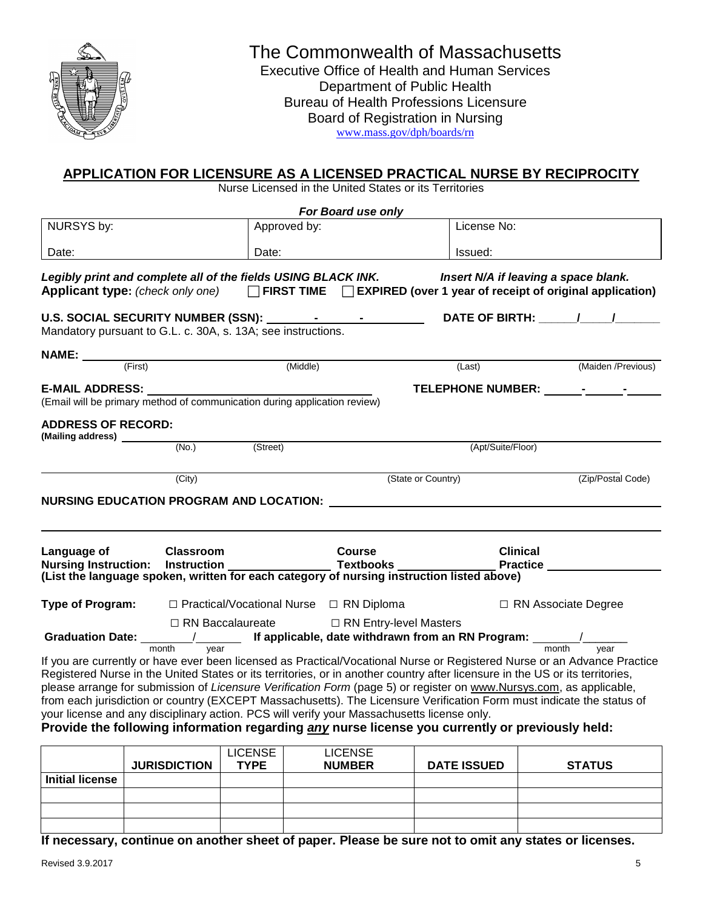# The Commonwealth of Massachusetts

Executive Office of Health and Human Services
Department of Public Health
Bureau of Health Professions Licensure
Board of Registration in Nursing
www.mass.gov/dph/boards/rn

## APPLICATION FOR LICENSURE AS A LICENSED PRACTICAL NURSE BY RECIPROCITY

Nurse Licensed in the United States or its Territories

***For Board use only***

| NURSYS by: | Approved by: | License No: |
|---|---|---|
| Date: | Date: | Issued: |

***Legibly print and complete all of the fields USING BLACK INK.*** ***Insert N/A if leaving a space blank.***

**Applicant type:** *(check only one)* ☐ **FIRST TIME** ☐ **EXPIRED (over 1 year of receipt of original application)**

**U.S. SOCIAL SECURITY NUMBER (SSN):** _______-_______-__________ **DATE OF BIRTH:** ______/_____/_______

Mandatory pursuant to G.L. c. 30A, s. 13A; see instructions.

**NAME:** ______________________________________________________________________________

(First) (Middle) (Last) (Maiden /Previous)

**E-MAIL ADDRESS:** ____________________________________ **TELEPHONE NUMBER:** ______-______-______

(Email will be primary method of communication during application review)

**ADDRESS OF RECORD:**
**(Mailing address)** ______________________________________________________________________

(No.) (Street) (Apt/Suite/Floor)

______________________________________________________________________

(City) (State or Country) (Zip/Postal Code)

**NURSING EDUCATION PROGRAM AND LOCATION:** ______________________________________________

______________________________________________________________________

**Language of Nursing Instruction:** **Classroom Instruction** ________________ **Course Textbooks** ________________ **Clinical Practice** ________________
**(List the language spoken, written for each category of nursing instruction listed above)**

**Type of Program:** ☐ Practical/Vocational Nurse ☐ RN Diploma ☐ RN Associate Degree ☐ RN Baccalaureate ☐ RN Entry-level Masters

**Graduation Date:** _______/_______ (month / year) **If applicable, date withdrawn from an RN Program:** _______/_______ (month / year)

If you are currently or have ever been licensed as Practical/Vocational Nurse or Registered Nurse or an Advance Practice Registered Nurse in the United States or its territories, or in another country after licensure in the US or its territories, please arrange for submission of *Licensure Verification Form* (page 5) or register on www.Nursys.com, as applicable, from each jurisdiction or country (EXCEPT Massachusetts). The Licensure Verification Form must indicate the status of your license and any disciplinary action. PCS will verify your Massachusetts license only.

**Provide the following information regarding *any* nurse license you currently or previously held:**

| | JURISDICTION | LICENSE TYPE | LICENSE NUMBER | DATE ISSUED | STATUS |
|---|---|---|---|---|---|
| **Initial license** | | | | | |
| | | | | | |
| | | | | | |
| | | | | | |

**If necessary, continue on another sheet of paper. Please be sure not to omit any states or licenses.**

Revised 3.9.2017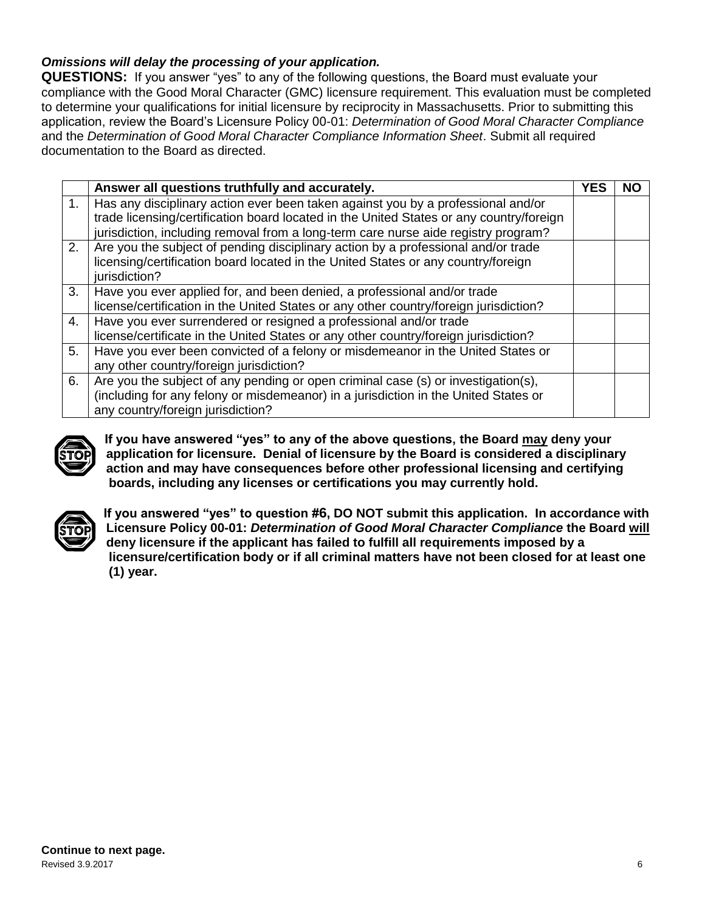***Omissions will delay the processing of your application.***

**QUESTIONS:** If you answer "yes" to any of the following questions, the Board must evaluate your compliance with the Good Moral Character (GMC) licensure requirement. This evaluation must be completed to determine your qualifications for initial licensure by reciprocity in Massachusetts. Prior to submitting this application, review the Board's Licensure Policy 00-01: *Determination of Good Moral Character Compliance* and the *Determination of Good Moral Character Compliance Information Sheet*. Submit all required documentation to the Board as directed.

| | **Answer all questions truthfully and accurately.** | **YES** | **NO** |
|---|---|---|---|
| 1. | Has any disciplinary action ever been taken against you by a professional and/or trade licensing/certification board located in the United States or any country/foreign jurisdiction, including removal from a long-term care nurse aide registry program? | | |
| 2. | Are you the subject of pending disciplinary action by a professional and/or trade licensing/certification board located in the United States or any country/foreign jurisdiction? | | |
| 3. | Have you ever applied for, and been denied, a professional and/or trade license/certification in the United States or any other country/foreign jurisdiction? | | |
| 4. | Have you ever surrendered or resigned a professional and/or trade license/certificate in the United States or any other country/foreign jurisdiction? | | |
| 5. | Have you ever been convicted of a felony or misdemeanor in the United States or any other country/foreign jurisdiction? | | |
| 6. | Are you the subject of any pending or open criminal case (s) or investigation(s), (including for any felony or misdemeanor) in a jurisdiction in the United States or any country/foreign jurisdiction? | | |

STOP **If you have answered "yes" to any of the above questions, the Board <u>may</u> deny your application for licensure. Denial of licensure by the Board is considered a disciplinary action and may have consequences before other professional licensing and certifying boards, including any licenses or certifications you may currently hold.**

STOP **If you answered "yes" to question #6, DO NOT submit this application. In accordance with Licensure Policy 00-01: *Determination of Good Moral Character Compliance* the Board <u>will</u> deny licensure if the applicant has failed to fulfill all requirements imposed by a licensure/certification body or if all criminal matters have not been closed for at least one (1) year.**

**Continue to next page.**

Revised 3.9.2017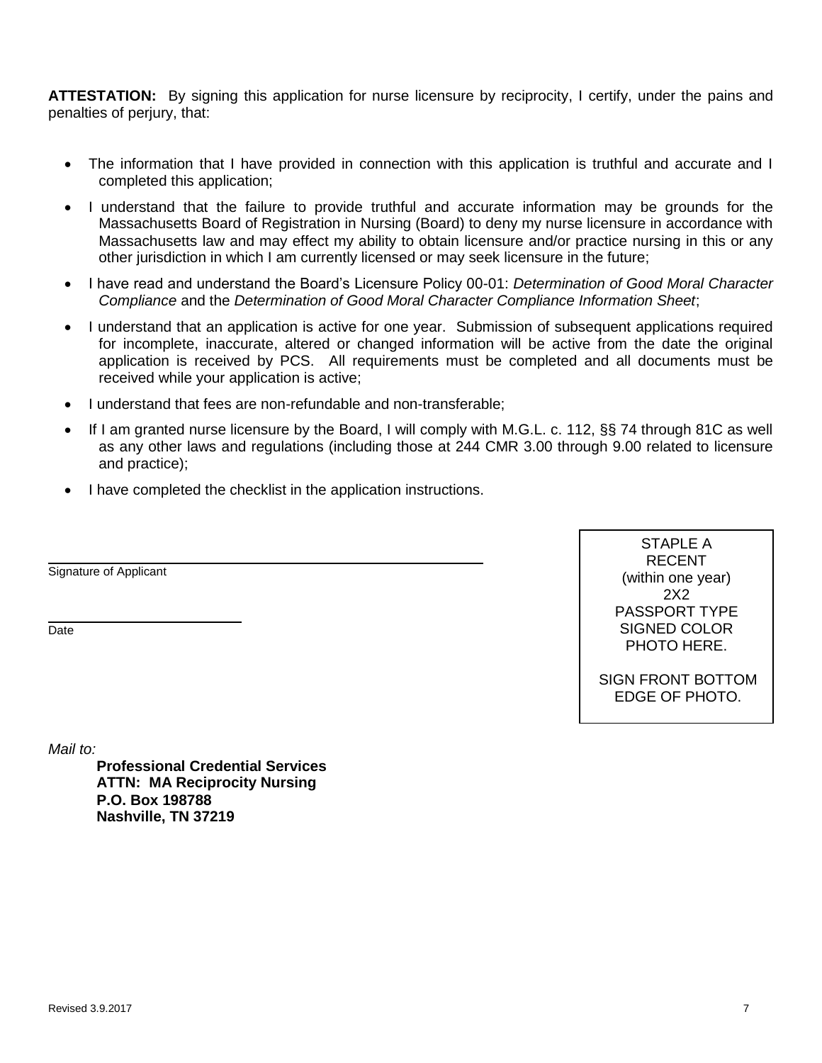**ATTESTATION:** By signing this application for nurse licensure by reciprocity, I certify, under the pains and penalties of perjury, that:

- The information that I have provided in connection with this application is truthful and accurate and I completed this application;
- I understand that the failure to provide truthful and accurate information may be grounds for the Massachusetts Board of Registration in Nursing (Board) to deny my nurse licensure in accordance with Massachusetts law and may effect my ability to obtain licensure and/or practice nursing in this or any other jurisdiction in which I am currently licensed or may seek licensure in the future;
- I have read and understand the Board's Licensure Policy 00-01: *Determination of Good Moral Character Compliance* and the *Determination of Good Moral Character Compliance Information Sheet*;
- I understand that an application is active for one year. Submission of subsequent applications required for incomplete, inaccurate, altered or changed information will be active from the date the original application is received by PCS. All requirements must be completed and all documents must be received while your application is active;
- I understand that fees are non-refundable and non-transferable;
- If I am granted nurse licensure by the Board, I will comply with M.G.L. c. 112, §§ 74 through 81C as well as any other laws and regulations (including those at 244 CMR 3.00 through 9.00 related to licensure and practice);
- I have completed the checklist in the application instructions.

______________________________________________
Signature of Applicant

______________________
Date

STAPLE A RECENT (within one year) 2X2 PASSPORT TYPE SIGNED COLOR PHOTO HERE.

SIGN FRONT BOTTOM EDGE OF PHOTO.

*Mail to:*

**Professional Credential Services**
**ATTN: MA Reciprocity Nursing**
**P.O. Box 198788**
**Nashville, TN 37219**

Revised 3.9.2017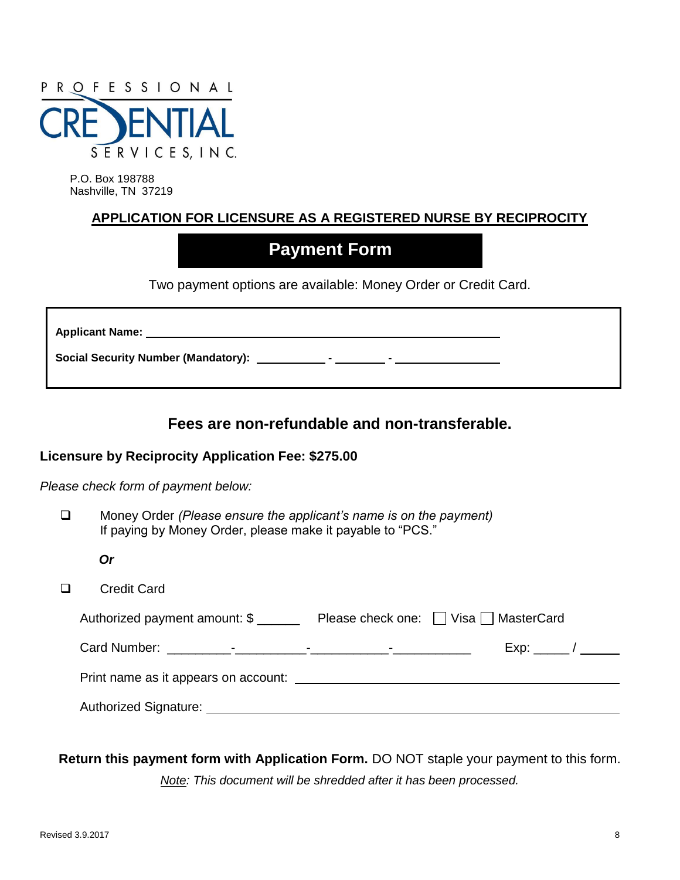PROFESSIONAL CREDENTIAL SERVICES, INC.

P.O. Box 198788
Nashville, TN 37219

## APPLICATION FOR LICENSURE AS A REGISTERED NURSE BY RECIPROCITY

# Payment Form

Two payment options are available: Money Order or Credit Card.

**Applicant Name:** ______________________________________________

**Social Security Number (Mandatory):** __________ - _______ - ______________

## Fees are non-refundable and non-transferable.

**Licensure by Reciprocity Application Fee: $275.00**

*Please check form of payment below:*

- ☐ Money Order *(Please ensure the applicant's name is on the payment)*
  If paying by Money Order, please make it payable to "PCS."

  ***Or***

- ☐ Credit Card

  Authorized payment amount: $ ______ Please check one: ☐ Visa ☐ MasterCard

  Card Number: _________-__________-___________-___________ Exp: _____ / _____

  Print name as it appears on account: ______________________________________________

  Authorized Signature: ______________________________________________

**Return this payment form with Application Form.** DO NOT staple your payment to this form.

*Note: This document will be shredded after it has been processed.*

Revised 3.9.2017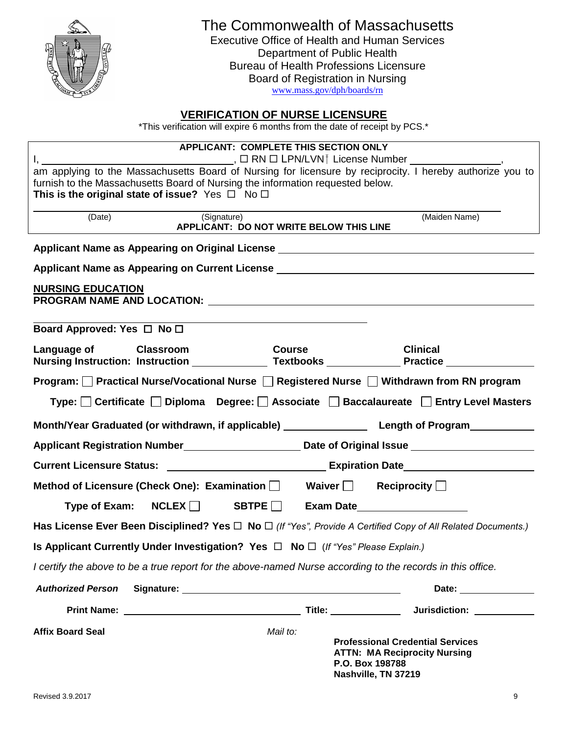# The Commonwealth of Massachusetts

Executive Office of Health and Human Services
Department of Public Health
Bureau of Health Professions Licensure
Board of Registration in Nursing
www.mass.gov/dph/boards/rn

## VERIFICATION OF NURSE LICENSURE

\*This verification will expire 6 months from the date of receipt by PCS.\*

**APPLICANT: COMPLETE THIS SECTION ONLY**

I, ______________________________, ☐ RN ☐ LPN/LVN† License Number ______________,
am applying to the Massachusetts Board of Nursing for licensure by reciprocity. I hereby authorize you to furnish to the Massachusetts Board of Nursing the information requested below.
**This is the original state of issue?** Yes ☐ No ☐

(Date) (Signature) (Maiden Name)

**APPLICANT: DO NOT WRITE BELOW THIS LINE**

**Applicant Name as Appearing on Original License** ______________________________

**Applicant Name as Appearing on Current License** ______________________________

**NURSING EDUCATION**
**PROGRAM NAME AND LOCATION:** ______________________________

______________________________

**Board Approved: Yes ☐ No ☐**

**Language of Nursing Instruction: Classroom Instruction** __________ **Course Textbooks** __________ **Clinical Practice** __________

**Program:** ☐ **Practical Nurse/Vocational Nurse** ☐ **Registered Nurse** ☐ **Withdrawn from RN program**

**Type:** ☐ **Certificate** ☐ **Diploma** **Degree:** ☐ **Associate** ☐ **Baccalaureate** ☐ **Entry Level Masters**

**Month/Year Graduated (or withdrawn, if applicable)** __________ **Length of Program** __________

**Applicant Registration Number** __________ **Date of Original Issue** __________

**Current Licensure Status:** __________ **Expiration Date** __________

**Method of Licensure (Check One): Examination** ☐ **Waiver** ☐ **Reciprocity** ☐

**Type of Exam: NCLEX** ☐ **SBTPE** ☐ **Exam Date** __________

**Has License Ever Been Disciplined? Yes** ☐ **No** ☐ *(If "Yes", Provide A Certified Copy of All Related Documents.)*

**Is Applicant Currently Under Investigation? Yes** ☐ **No** ☐ *(If "Yes" Please Explain.)*

*I certify the above to be a true report for the above-named Nurse according to the records in this office.*

***Authorized Person*** **Signature:** ______________________________ **Date:** __________

**Print Name:** ______________________________ **Title:** __________ **Jurisdiction:** __________

**Affix Board Seal**

*Mail to:*

**Professional Credential Services**
**ATTN: MA Reciprocity Nursing**
**P.O. Box 198788**
**Nashville, TN 37219**

Revised 3.9.2017